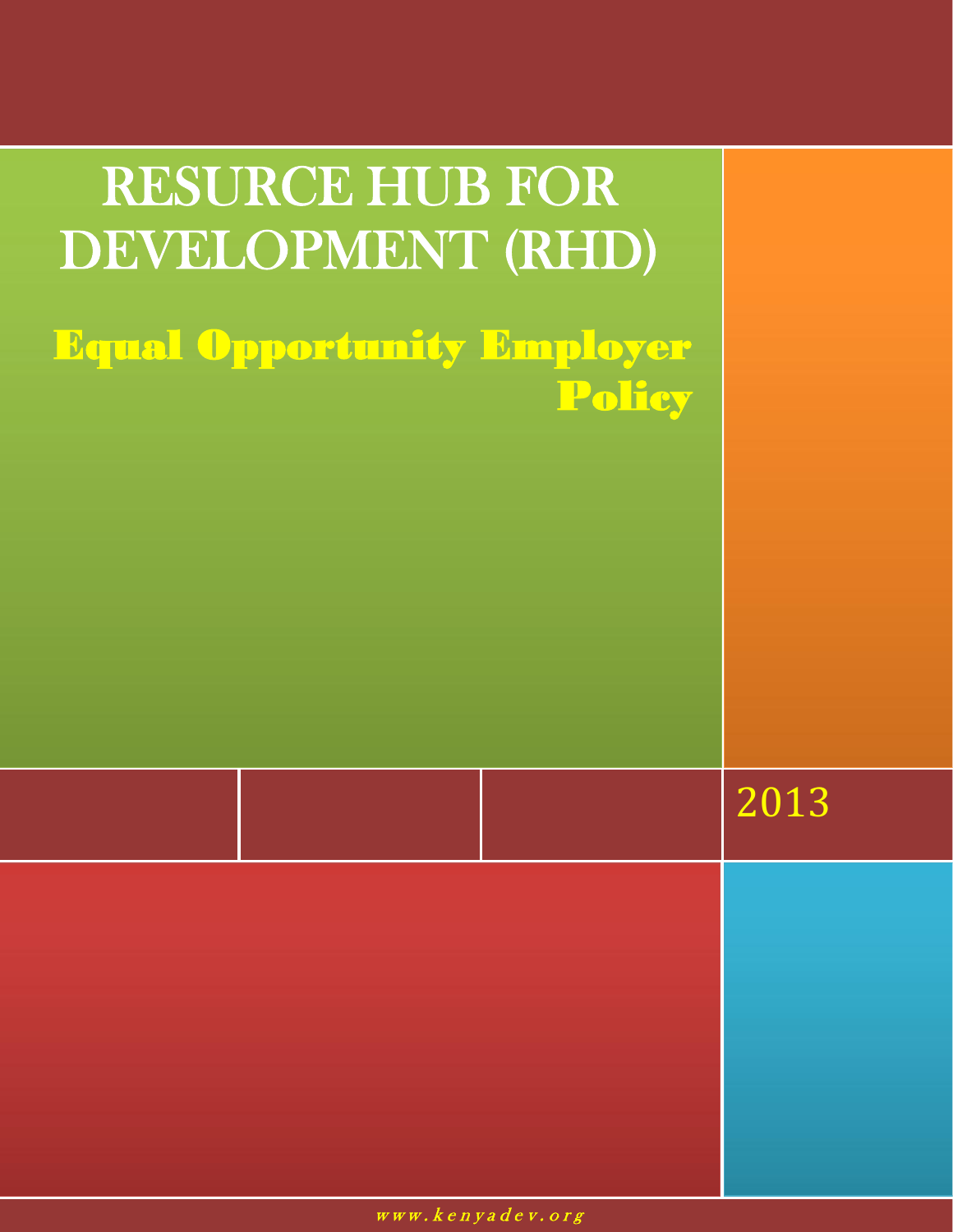# RESURCE HUB FOR DEVELOPMENT (RHD)

## Equal Opportunity Employer Policy

2013

*www.kenyadev.org*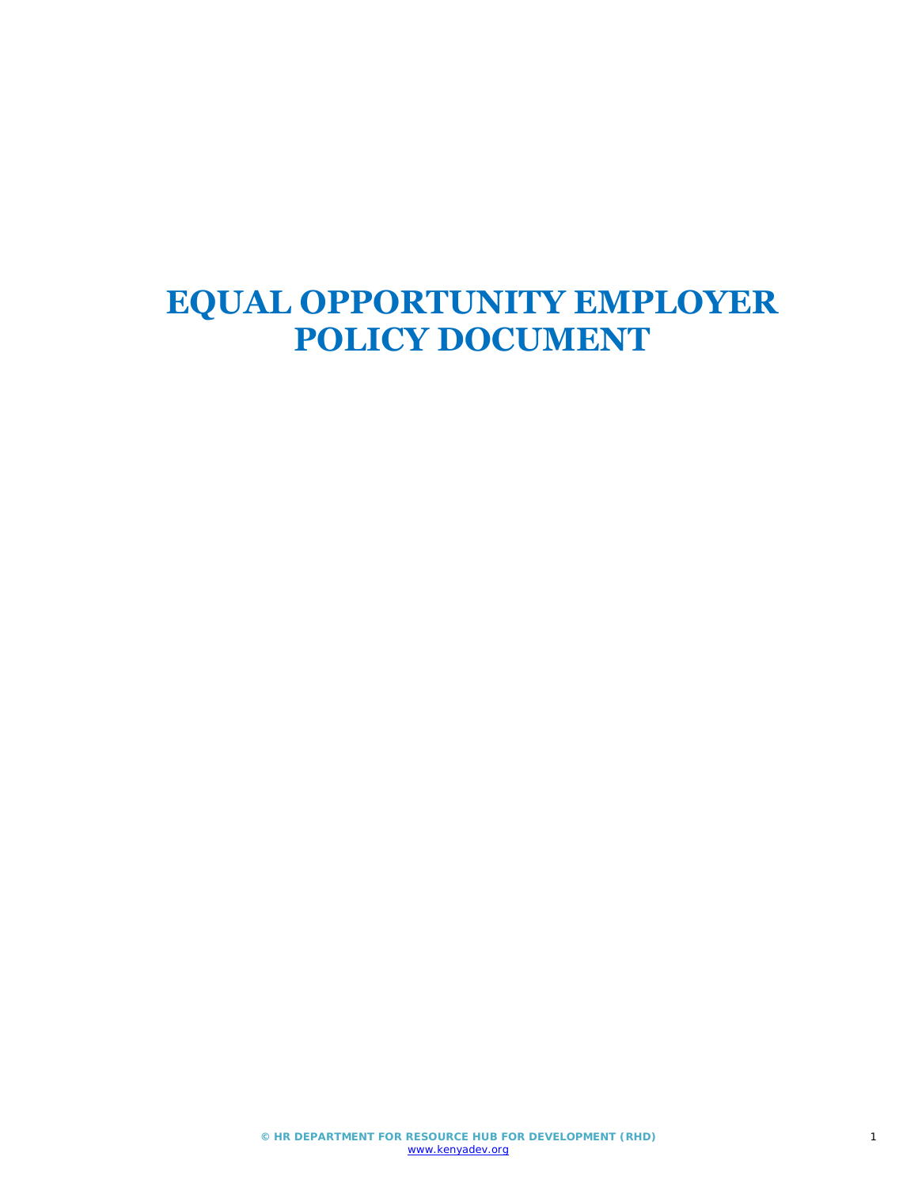# EQUAL OPPORTUNITY EMPLOYER POLICY DOCUMENT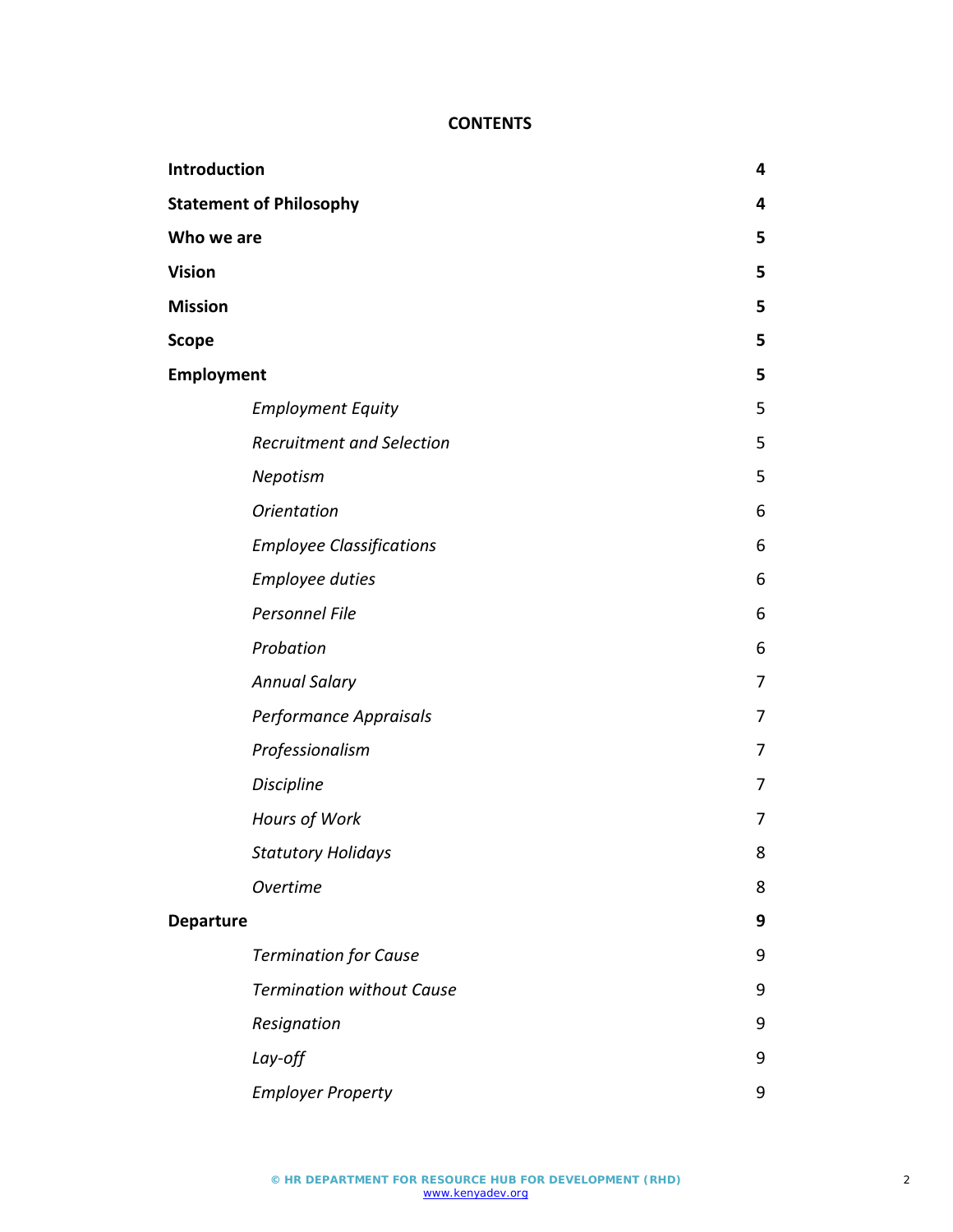**CONTENTS**

| | |
|---|---|
| **Introduction** | **4** |
| **Statement of Philosophy** | **4** |
| **Who we are** | **5** |
| **Vision** | **5** |
| **Mission** | **5** |
| **Scope** | **5** |
| **Employment** | **5** |
| *Employment Equity* | 5 |
| *Recruitment and Selection* | 5 |
| *Nepotism* | 5 |
| *Orientation* | 6 |
| *Employee Classifications* | 6 |
| *Employee duties* | 6 |
| *Personnel File* | 6 |
| *Probation* | 6 |
| *Annual Salary* | 7 |
| *Performance Appraisals* | 7 |
| *Professionalism* | 7 |
| *Discipline* | 7 |
| *Hours of Work* | 7 |
| *Statutory Holidays* | 8 |
| *Overtime* | 8 |
| **Departure** | **9** |
| *Termination for Cause* | 9 |
| *Termination without Cause* | 9 |
| *Resignation* | 9 |
| *Lay-off* | 9 |
| *Employer Property* | 9 |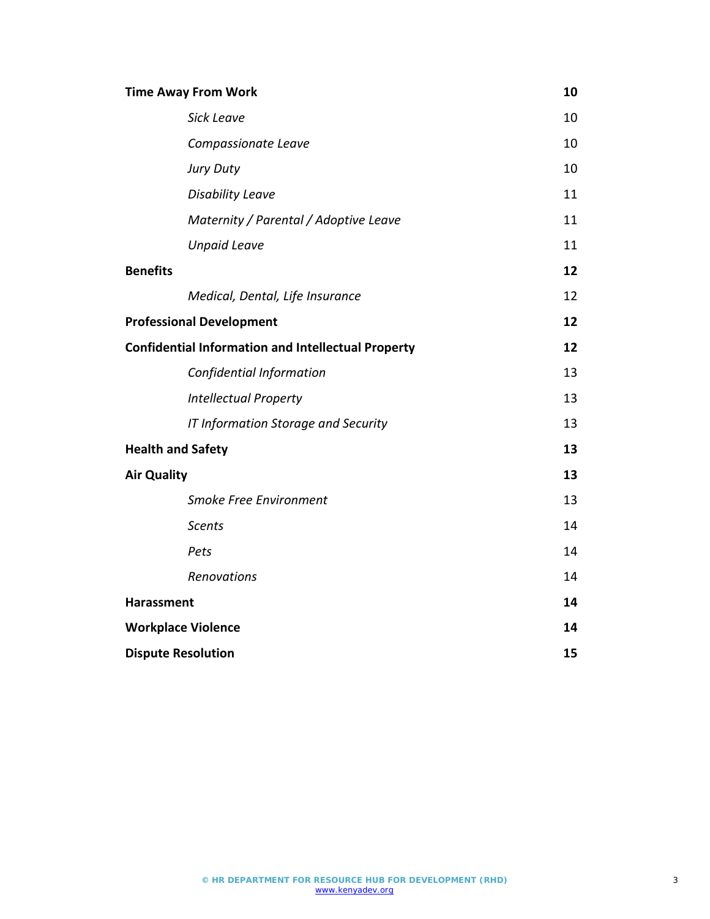| | |
|---|---|
| **Time Away From Work** | **10** |
| *Sick Leave* | 10 |
| *Compassionate Leave* | 10 |
| *Jury Duty* | 10 |
| *Disability Leave* | 11 |
| *Maternity / Parental / Adoptive Leave* | 11 |
| *Unpaid Leave* | 11 |
| **Benefits** | **12** |
| *Medical, Dental, Life Insurance* | 12 |
| **Professional Development** | **12** |
| **Confidential Information and Intellectual Property** | **12** |
| *Confidential Information* | 13 |
| *Intellectual Property* | 13 |
| *IT Information Storage and Security* | 13 |
| **Health and Safety** | **13** |
| **Air Quality** | **13** |
| *Smoke Free Environment* | 13 |
| *Scents* | 14 |
| *Pets* | 14 |
| *Renovations* | 14 |
| **Harassment** | **14** |
| **Workplace Violence** | **14** |
| **Dispute Resolution** | **15** |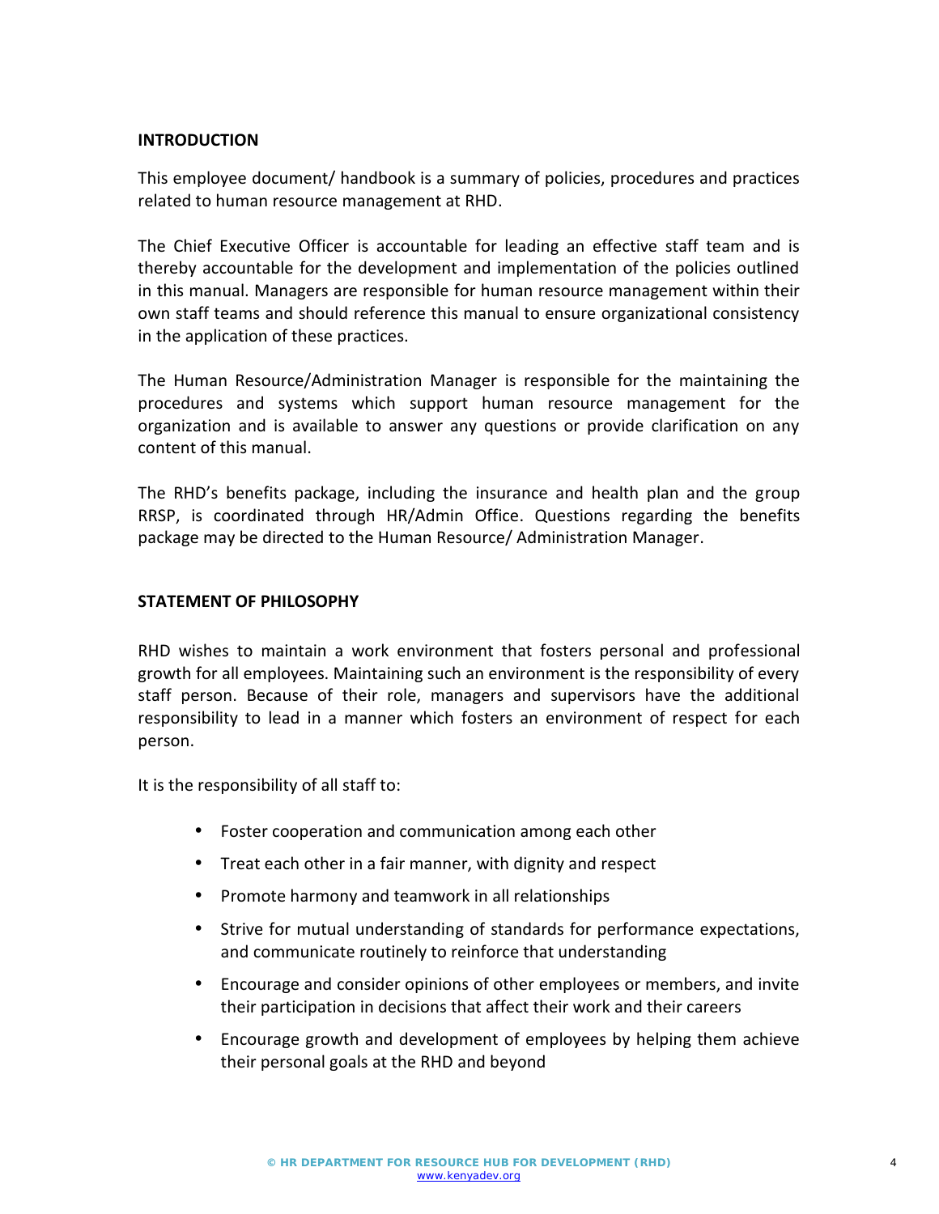## INTRODUCTION

This employee document/ handbook is a summary of policies, procedures and practices related to human resource management at RHD.

The Chief Executive Officer is accountable for leading an effective staff team and is thereby accountable for the development and implementation of the policies outlined in this manual. Managers are responsible for human resource management within their own staff teams and should reference this manual to ensure organizational consistency in the application of these practices.

The Human Resource/Administration Manager is responsible for the maintaining the procedures and systems which support human resource management for the organization and is available to answer any questions or provide clarification on any content of this manual.

The RHD's benefits package, including the insurance and health plan and the group RRSP, is coordinated through HR/Admin Office. Questions regarding the benefits package may be directed to the Human Resource/ Administration Manager.

## STATEMENT OF PHILOSOPHY

RHD wishes to maintain a work environment that fosters personal and professional growth for all employees. Maintaining such an environment is the responsibility of every staff person. Because of their role, managers and supervisors have the additional responsibility to lead in a manner which fosters an environment of respect for each person.

It is the responsibility of all staff to:

- Foster cooperation and communication among each other
- Treat each other in a fair manner, with dignity and respect
- Promote harmony and teamwork in all relationships
- Strive for mutual understanding of standards for performance expectations, and communicate routinely to reinforce that understanding
- Encourage and consider opinions of other employees or members, and invite their participation in decisions that affect their work and their careers
- Encourage growth and development of employees by helping them achieve their personal goals at the RHD and beyond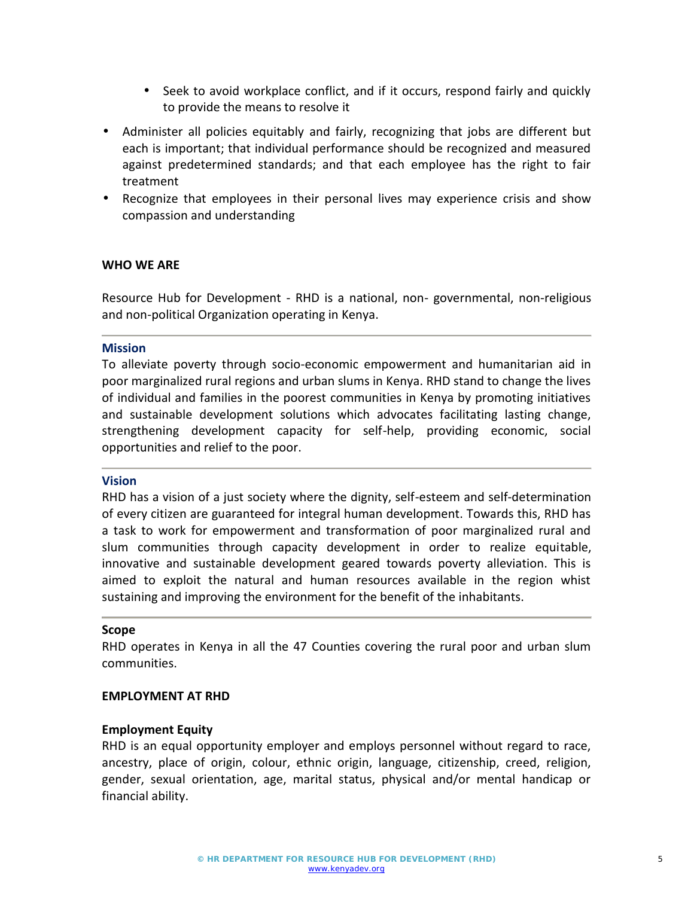- Seek to avoid workplace conflict, and if it occurs, respond fairly and quickly to provide the means to resolve it

- Administer all policies equitably and fairly, recognizing that jobs are different but each is important; that individual performance should be recognized and measured against predetermined standards; and that each employee has the right to fair treatment
- Recognize that employees in their personal lives may experience crisis and show compassion and understanding

**WHO WE ARE**

Resource Hub for Development - RHD is a national, non- governmental, non-religious and non-political Organization operating in Kenya.

---

### Mission

To alleviate poverty through socio-economic empowerment and humanitarian aid in poor marginalized rural regions and urban slums in Kenya. RHD stand to change the lives of individual and families in the poorest communities in Kenya by promoting initiatives and sustainable development solutions which advocates facilitating lasting change, strengthening development capacity for self-help, providing economic, social opportunities and relief to the poor.

---

### Vision

RHD has a vision of a just society where the dignity, self-esteem and self-determination of every citizen are guaranteed for integral human development. Towards this, RHD has a task to work for empowerment and transformation of poor marginalized rural and slum communities through capacity development in order to realize equitable, innovative and sustainable development geared towards poverty alleviation. This is aimed to exploit the natural and human resources available in the region whist sustaining and improving the environment for the benefit of the inhabitants.

---

**Scope**

RHD operates in Kenya in all the 47 Counties covering the rural poor and urban slum communities.

**EMPLOYMENT AT RHD**

**Employment Equity**

RHD is an equal opportunity employer and employs personnel without regard to race, ancestry, place of origin, colour, ethnic origin, language, citizenship, creed, religion, gender, sexual orientation, age, marital status, physical and/or mental handicap or financial ability.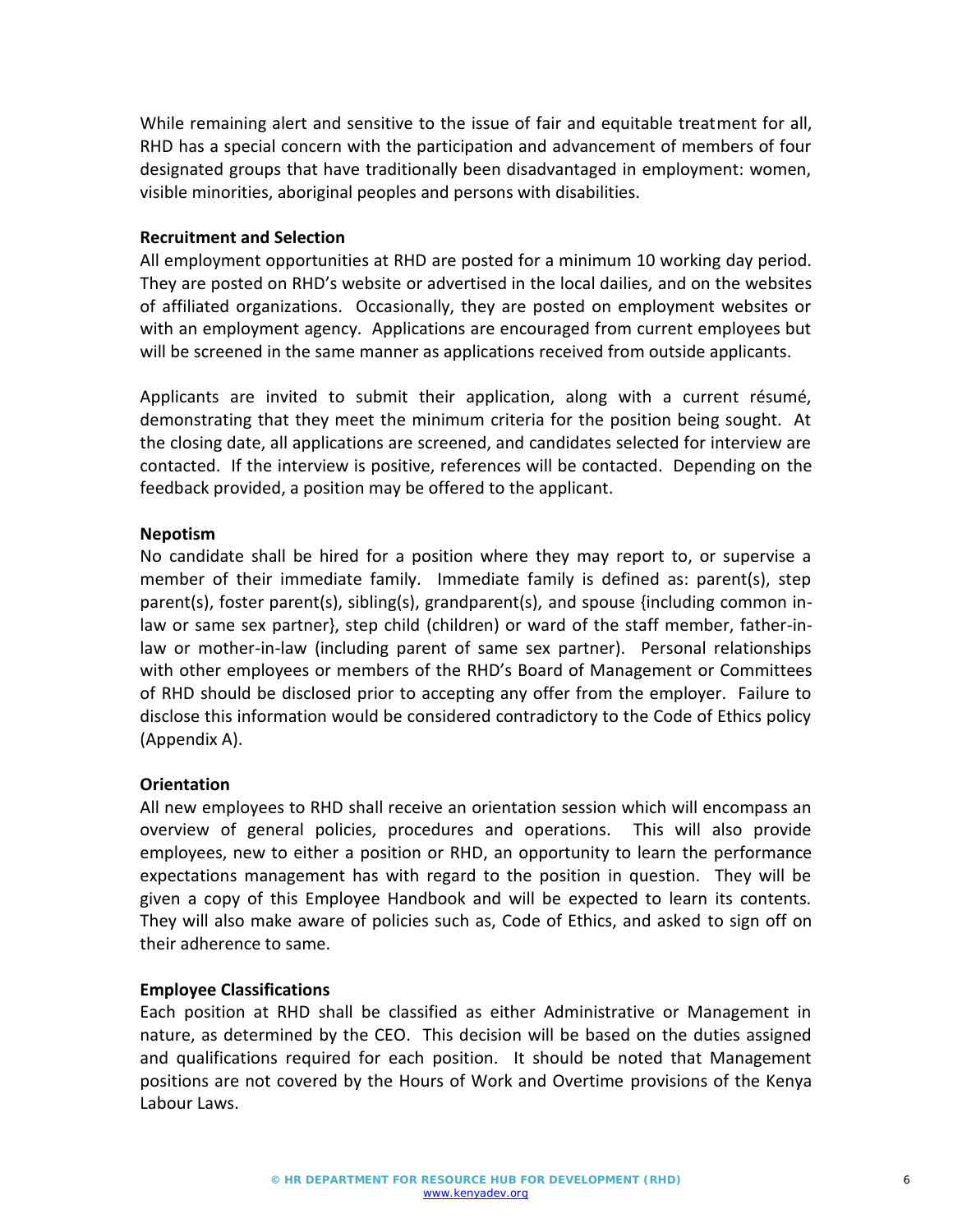While remaining alert and sensitive to the issue of fair and equitable treatment for all, RHD has a special concern with the participation and advancement of members of four designated groups that have traditionally been disadvantaged in employment: women, visible minorities, aboriginal peoples and persons with disabilities.

**Recruitment and Selection**

All employment opportunities at RHD are posted for a minimum 10 working day period. They are posted on RHD's website or advertised in the local dailies, and on the websites of affiliated organizations. Occasionally, they are posted on employment websites or with an employment agency. Applications are encouraged from current employees but will be screened in the same manner as applications received from outside applicants.

Applicants are invited to submit their application, along with a current résumé, demonstrating that they meet the minimum criteria for the position being sought. At the closing date, all applications are screened, and candidates selected for interview are contacted. If the interview is positive, references will be contacted. Depending on the feedback provided, a position may be offered to the applicant.

**Nepotism**

No candidate shall be hired for a position where they may report to, or supervise a member of their immediate family. Immediate family is defined as: parent(s), step parent(s), foster parent(s), sibling(s), grandparent(s), and spouse {including common in-law or same sex partner}, step child (children) or ward of the staff member, father-in-law or mother-in-law (including parent of same sex partner). Personal relationships with other employees or members of the RHD's Board of Management or Committees of RHD should be disclosed prior to accepting any offer from the employer. Failure to disclose this information would be considered contradictory to the Code of Ethics policy (Appendix A).

**Orientation**

All new employees to RHD shall receive an orientation session which will encompass an overview of general policies, procedures and operations. This will also provide employees, new to either a position or RHD, an opportunity to learn the performance expectations management has with regard to the position in question. They will be given a copy of this Employee Handbook and will be expected to learn its contents. They will also make aware of policies such as, Code of Ethics, and asked to sign off on their adherence to same.

**Employee Classifications**

Each position at RHD shall be classified as either Administrative or Management in nature, as determined by the CEO. This decision will be based on the duties assigned and qualifications required for each position. It should be noted that Management positions are not covered by the Hours of Work and Overtime provisions of the Kenya Labour Laws.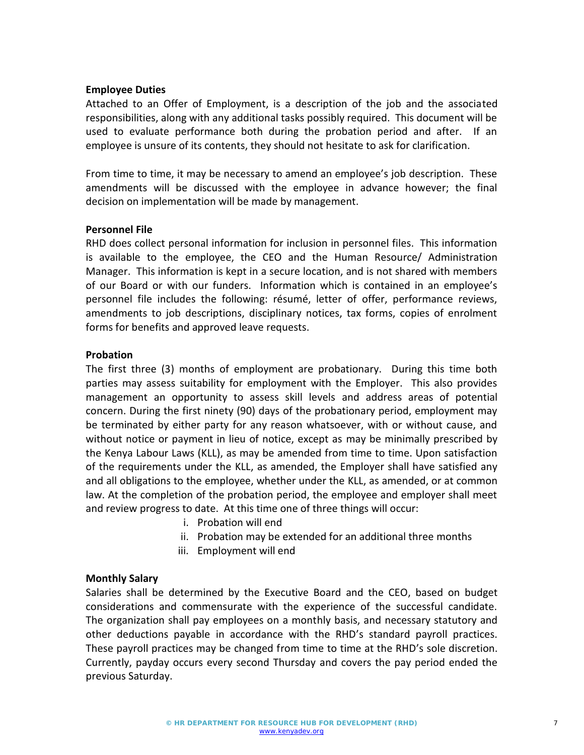**Employee Duties**

Attached to an Offer of Employment, is a description of the job and the associated responsibilities, along with any additional tasks possibly required. This document will be used to evaluate performance both during the probation period and after. If an employee is unsure of its contents, they should not hesitate to ask for clarification.

From time to time, it may be necessary to amend an employee's job description. These amendments will be discussed with the employee in advance however; the final decision on implementation will be made by management.

**Personnel File**

RHD does collect personal information for inclusion in personnel files. This information is available to the employee, the CEO and the Human Resource/ Administration Manager. This information is kept in a secure location, and is not shared with members of our Board or with our funders. Information which is contained in an employee's personnel file includes the following: résumé, letter of offer, performance reviews, amendments to job descriptions, disciplinary notices, tax forms, copies of enrolment forms for benefits and approved leave requests.

**Probation**

The first three (3) months of employment are probationary. During this time both parties may assess suitability for employment with the Employer. This also provides management an opportunity to assess skill levels and address areas of potential concern. During the first ninety (90) days of the probationary period, employment may be terminated by either party for any reason whatsoever, with or without cause, and without notice or payment in lieu of notice, except as may be minimally prescribed by the Kenya Labour Laws (KLL), as may be amended from time to time. Upon satisfaction of the requirements under the KLL, as amended, the Employer shall have satisfied any and all obligations to the employee, whether under the KLL, as amended, or at common law. At the completion of the probation period, the employee and employer shall meet and review progress to date. At this time one of three things will occur:

i. Probation will end
ii. Probation may be extended for an additional three months
iii. Employment will end

**Monthly Salary**

Salaries shall be determined by the Executive Board and the CEO, based on budget considerations and commensurate with the experience of the successful candidate. The organization shall pay employees on a monthly basis, and necessary statutory and other deductions payable in accordance with the RHD's standard payroll practices. These payroll practices may be changed from time to time at the RHD's sole discretion. Currently, payday occurs every second Thursday and covers the pay period ended the previous Saturday.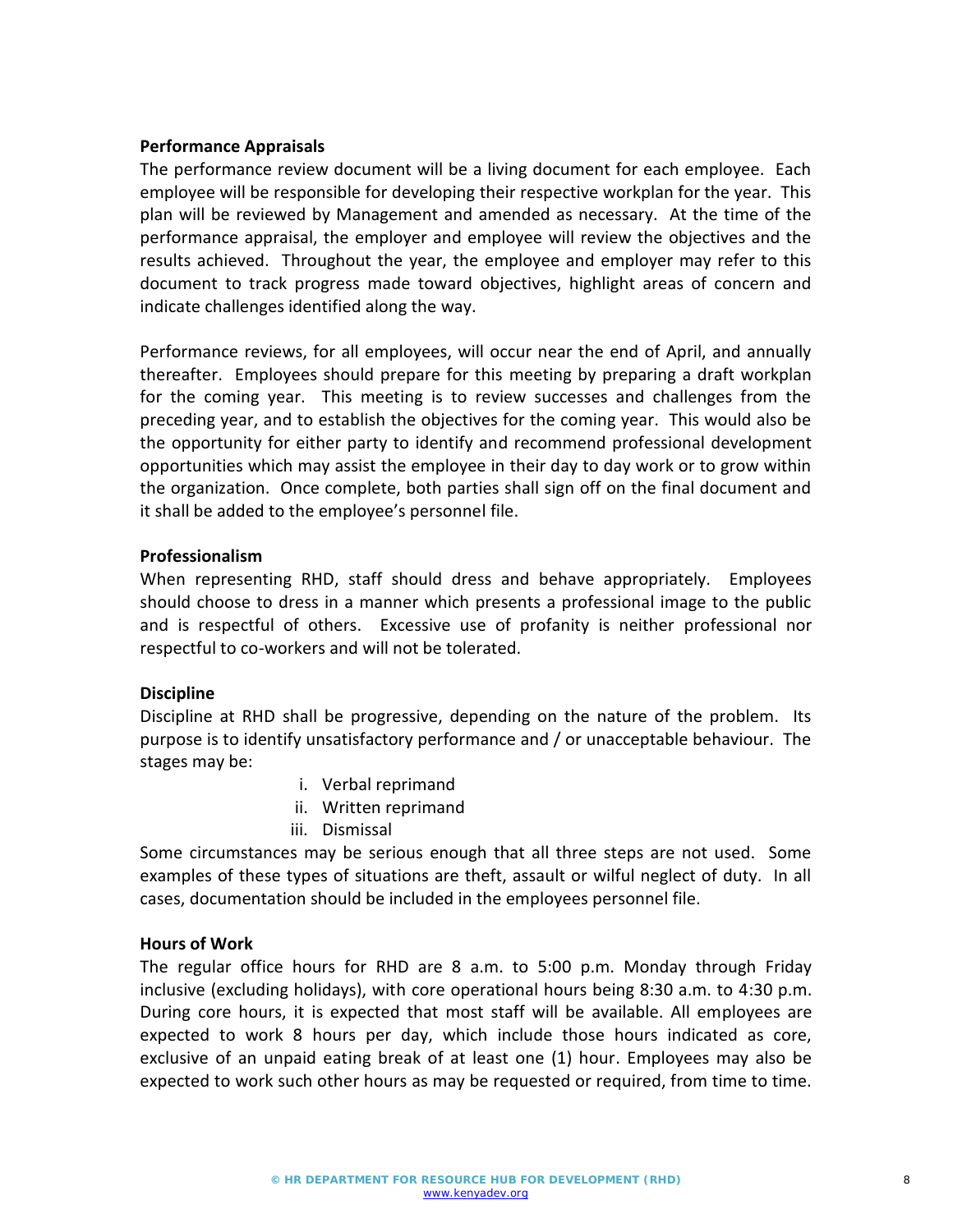**Performance Appraisals**

The performance review document will be a living document for each employee. Each employee will be responsible for developing their respective workplan for the year. This plan will be reviewed by Management and amended as necessary. At the time of the performance appraisal, the employer and employee will review the objectives and the results achieved. Throughout the year, the employee and employer may refer to this document to track progress made toward objectives, highlight areas of concern and indicate challenges identified along the way.

Performance reviews, for all employees, will occur near the end of April, and annually thereafter. Employees should prepare for this meeting by preparing a draft workplan for the coming year. This meeting is to review successes and challenges from the preceding year, and to establish the objectives for the coming year. This would also be the opportunity for either party to identify and recommend professional development opportunities which may assist the employee in their day to day work or to grow within the organization. Once complete, both parties shall sign off on the final document and it shall be added to the employee's personnel file.

**Professionalism**

When representing RHD, staff should dress and behave appropriately. Employees should choose to dress in a manner which presents a professional image to the public and is respectful of others. Excessive use of profanity is neither professional nor respectful to co-workers and will not be tolerated.

**Discipline**

Discipline at RHD shall be progressive, depending on the nature of the problem. Its purpose is to identify unsatisfactory performance and / or unacceptable behaviour. The stages may be:

i. Verbal reprimand
ii. Written reprimand
iii. Dismissal

Some circumstances may be serious enough that all three steps are not used. Some examples of these types of situations are theft, assault or wilful neglect of duty. In all cases, documentation should be included in the employees personnel file.

**Hours of Work**

The regular office hours for RHD are 8 a.m. to 5:00 p.m. Monday through Friday inclusive (excluding holidays), with core operational hours being 8:30 a.m. to 4:30 p.m. During core hours, it is expected that most staff will be available. All employees are expected to work 8 hours per day, which include those hours indicated as core, exclusive of an unpaid eating break of at least one (1) hour. Employees may also be expected to work such other hours as may be requested or required, from time to time.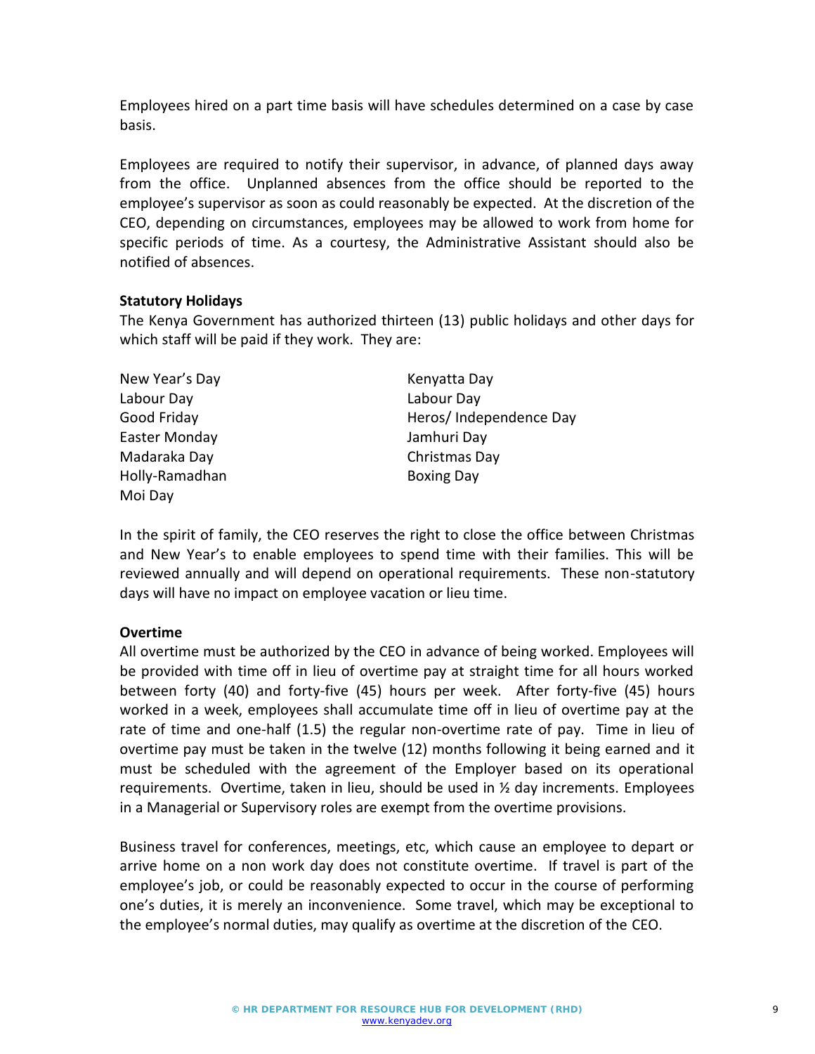Employees hired on a part time basis will have schedules determined on a case by case basis.

Employees are required to notify their supervisor, in advance, of planned days away from the office. Unplanned absences from the office should be reported to the employee's supervisor as soon as could reasonably be expected. At the discretion of the CEO, depending on circumstances, employees may be allowed to work from home for specific periods of time. As a courtesy, the Administrative Assistant should also be notified of absences.

**Statutory Holidays**

The Kenya Government has authorized thirteen (13) public holidays and other days for which staff will be paid if they work. They are:

New Year's Day
Labour Day
Good Friday
Easter Monday
Madaraka Day
Holly-Ramadhan
Moi Day
Kenyatta Day
Labour Day
Heros/ Independence Day
Jamhuri Day
Christmas Day
Boxing Day

In the spirit of family, the CEO reserves the right to close the office between Christmas and New Year's to enable employees to spend time with their families. This will be reviewed annually and will depend on operational requirements. These non-statutory days will have no impact on employee vacation or lieu time.

**Overtime**

All overtime must be authorized by the CEO in advance of being worked. Employees will be provided with time off in lieu of overtime pay at straight time for all hours worked between forty (40) and forty-five (45) hours per week. After forty-five (45) hours worked in a week, employees shall accumulate time off in lieu of overtime pay at the rate of time and one-half (1.5) the regular non-overtime rate of pay. Time in lieu of overtime pay must be taken in the twelve (12) months following it being earned and it must be scheduled with the agreement of the Employer based on its operational requirements. Overtime, taken in lieu, should be used in ½ day increments. Employees in a Managerial or Supervisory roles are exempt from the overtime provisions.

Business travel for conferences, meetings, etc, which cause an employee to depart or arrive home on a non work day does not constitute overtime. If travel is part of the employee's job, or could be reasonably expected to occur in the course of performing one's duties, it is merely an inconvenience. Some travel, which may be exceptional to the employee's normal duties, may qualify as overtime at the discretion of the CEO.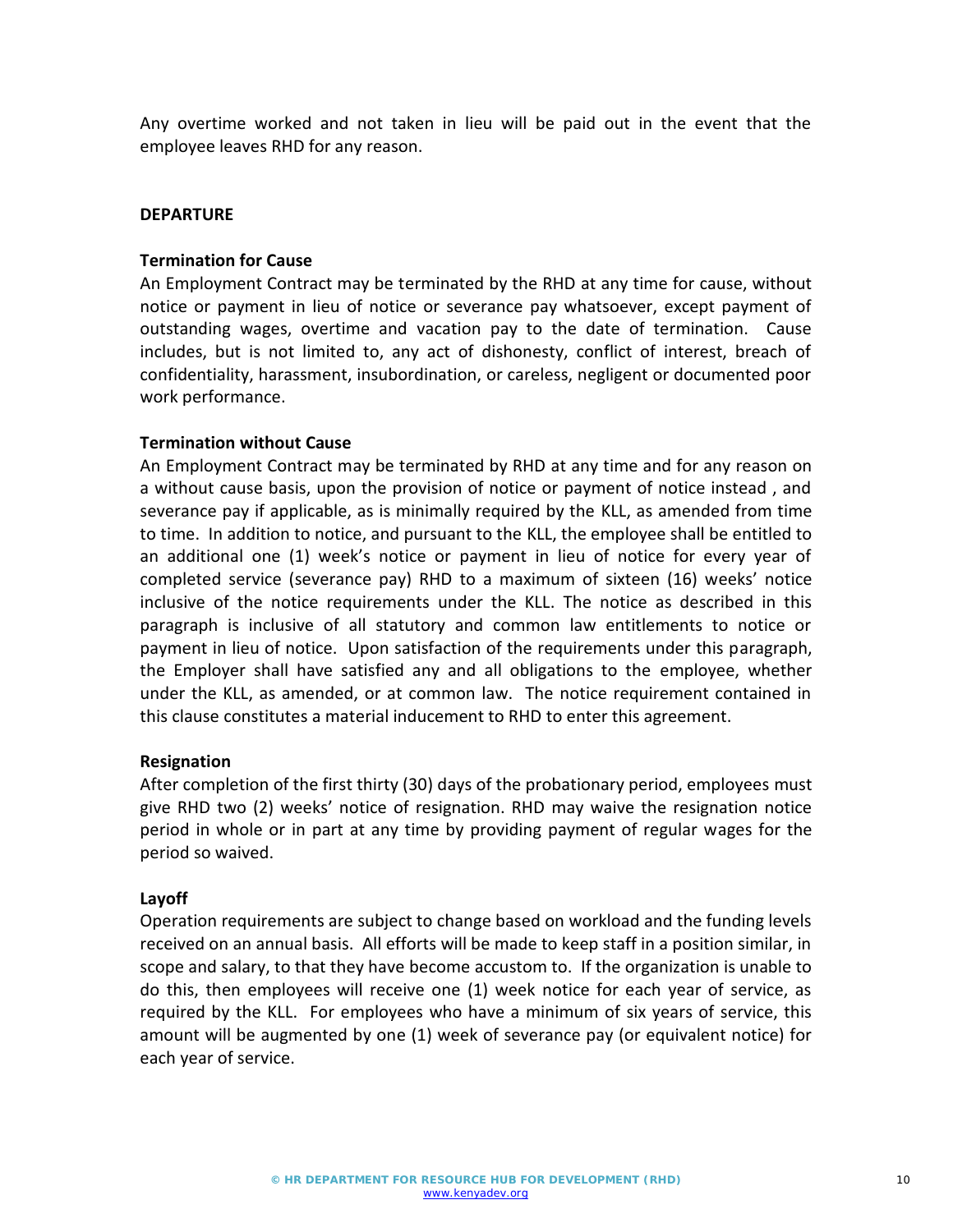Any overtime worked and not taken in lieu will be paid out in the event that the employee leaves RHD for any reason.

## DEPARTURE

### Termination for Cause

An Employment Contract may be terminated by the RHD at any time for cause, without notice or payment in lieu of notice or severance pay whatsoever, except payment of outstanding wages, overtime and vacation pay to the date of termination. Cause includes, but is not limited to, any act of dishonesty, conflict of interest, breach of confidentiality, harassment, insubordination, or careless, negligent or documented poor work performance.

### Termination without Cause

An Employment Contract may be terminated by RHD at any time and for any reason on a without cause basis, upon the provision of notice or payment of notice instead , and severance pay if applicable, as is minimally required by the KLL, as amended from time to time. In addition to notice, and pursuant to the KLL, the employee shall be entitled to an additional one (1) week's notice or payment in lieu of notice for every year of completed service (severance pay) RHD to a maximum of sixteen (16) weeks' notice inclusive of the notice requirements under the KLL. The notice as described in this paragraph is inclusive of all statutory and common law entitlements to notice or payment in lieu of notice. Upon satisfaction of the requirements under this paragraph, the Employer shall have satisfied any and all obligations to the employee, whether under the KLL, as amended, or at common law. The notice requirement contained in this clause constitutes a material inducement to RHD to enter this agreement.

### Resignation

After completion of the first thirty (30) days of the probationary period, employees must give RHD two (2) weeks' notice of resignation. RHD may waive the resignation notice period in whole or in part at any time by providing payment of regular wages for the period so waived.

### Layoff

Operation requirements are subject to change based on workload and the funding levels received on an annual basis. All efforts will be made to keep staff in a position similar, in scope and salary, to that they have become accustom to. If the organization is unable to do this, then employees will receive one (1) week notice for each year of service, as required by the KLL. For employees who have a minimum of six years of service, this amount will be augmented by one (1) week of severance pay (or equivalent notice) for each year of service.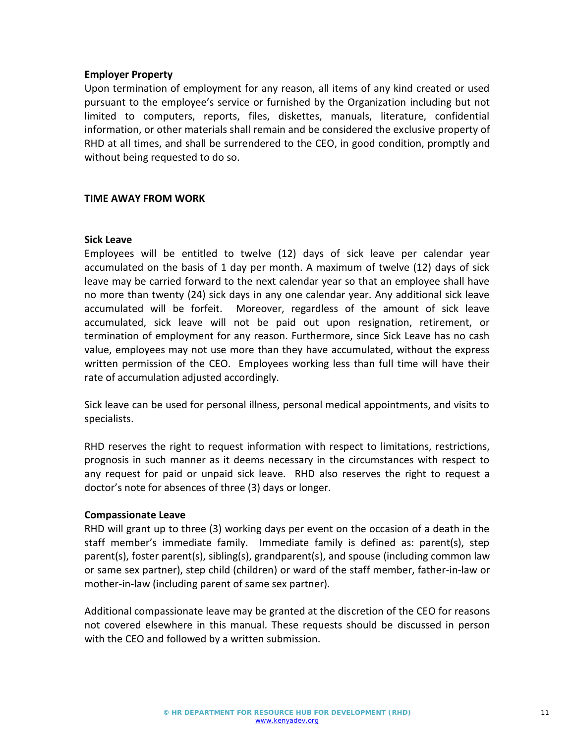**Employer Property**

Upon termination of employment for any reason, all items of any kind created or used pursuant to the employee's service or furnished by the Organization including but not limited to computers, reports, files, diskettes, manuals, literature, confidential information, or other materials shall remain and be considered the exclusive property of RHD at all times, and shall be surrendered to the CEO, in good condition, promptly and without being requested to do so.

**TIME AWAY FROM WORK**

**Sick Leave**

Employees will be entitled to twelve (12) days of sick leave per calendar year accumulated on the basis of 1 day per month. A maximum of twelve (12) days of sick leave may be carried forward to the next calendar year so that an employee shall have no more than twenty (24) sick days in any one calendar year. Any additional sick leave accumulated will be forfeit. Moreover, regardless of the amount of sick leave accumulated, sick leave will not be paid out upon resignation, retirement, or termination of employment for any reason. Furthermore, since Sick Leave has no cash value, employees may not use more than they have accumulated, without the express written permission of the CEO. Employees working less than full time will have their rate of accumulation adjusted accordingly.

Sick leave can be used for personal illness, personal medical appointments, and visits to specialists.

RHD reserves the right to request information with respect to limitations, restrictions, prognosis in such manner as it deems necessary in the circumstances with respect to any request for paid or unpaid sick leave. RHD also reserves the right to request a doctor's note for absences of three (3) days or longer.

**Compassionate Leave**

RHD will grant up to three (3) working days per event on the occasion of a death in the staff member's immediate family. Immediate family is defined as: parent(s), step parent(s), foster parent(s), sibling(s), grandparent(s), and spouse (including common law or same sex partner), step child (children) or ward of the staff member, father-in-law or mother-in-law (including parent of same sex partner).

Additional compassionate leave may be granted at the discretion of the CEO for reasons not covered elsewhere in this manual. These requests should be discussed in person with the CEO and followed by a written submission.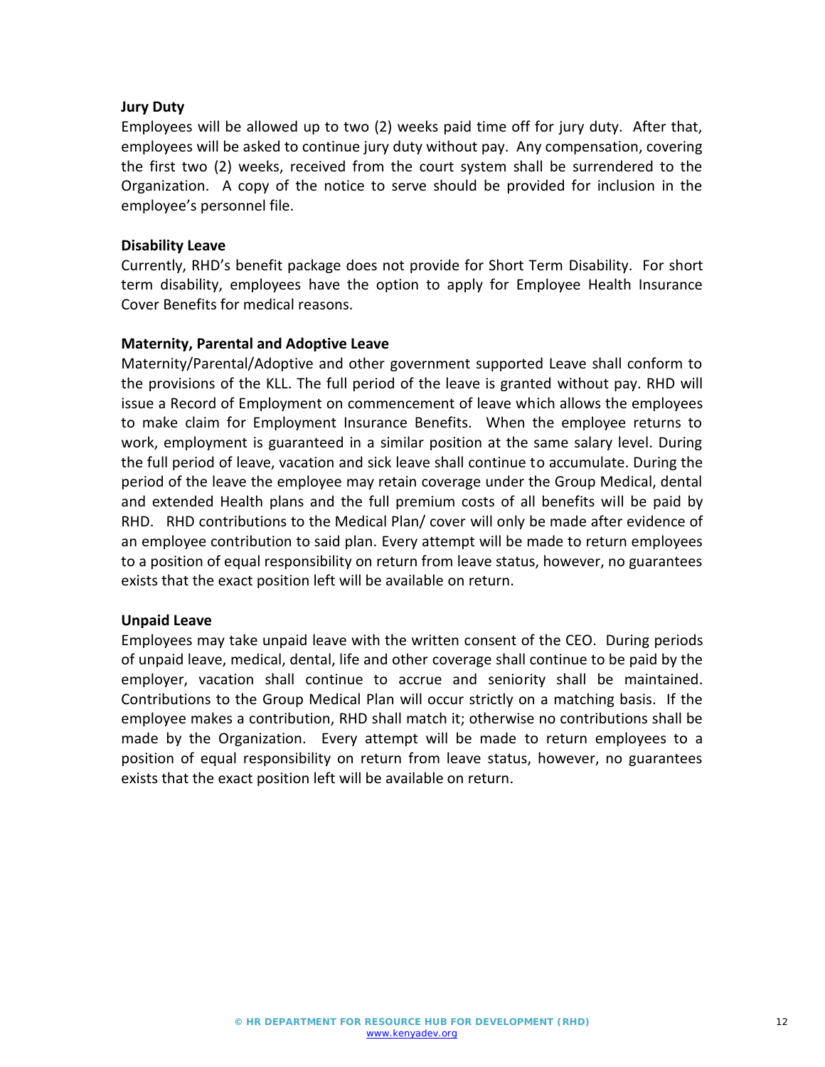**Jury Duty**

Employees will be allowed up to two (2) weeks paid time off for jury duty. After that, employees will be asked to continue jury duty without pay. Any compensation, covering the first two (2) weeks, received from the court system shall be surrendered to the Organization. A copy of the notice to serve should be provided for inclusion in the employee's personnel file.

**Disability Leave**

Currently, RHD's benefit package does not provide for Short Term Disability. For short term disability, employees have the option to apply for Employee Health Insurance Cover Benefits for medical reasons.

**Maternity, Parental and Adoptive Leave**

Maternity/Parental/Adoptive and other government supported Leave shall conform to the provisions of the KLL. The full period of the leave is granted without pay. RHD will issue a Record of Employment on commencement of leave which allows the employees to make claim for Employment Insurance Benefits. When the employee returns to work, employment is guaranteed in a similar position at the same salary level. During the full period of leave, vacation and sick leave shall continue to accumulate. During the period of the leave the employee may retain coverage under the Group Medical, dental and extended Health plans and the full premium costs of all benefits will be paid by RHD. RHD contributions to the Medical Plan/ cover will only be made after evidence of an employee contribution to said plan. Every attempt will be made to return employees to a position of equal responsibility on return from leave status, however, no guarantees exists that the exact position left will be available on return.

**Unpaid Leave**

Employees may take unpaid leave with the written consent of the CEO. During periods of unpaid leave, medical, dental, life and other coverage shall continue to be paid by the employer, vacation shall continue to accrue and seniority shall be maintained. Contributions to the Group Medical Plan will occur strictly on a matching basis. If the employee makes a contribution, RHD shall match it; otherwise no contributions shall be made by the Organization. Every attempt will be made to return employees to a position of equal responsibility on return from leave status, however, no guarantees exists that the exact position left will be available on return.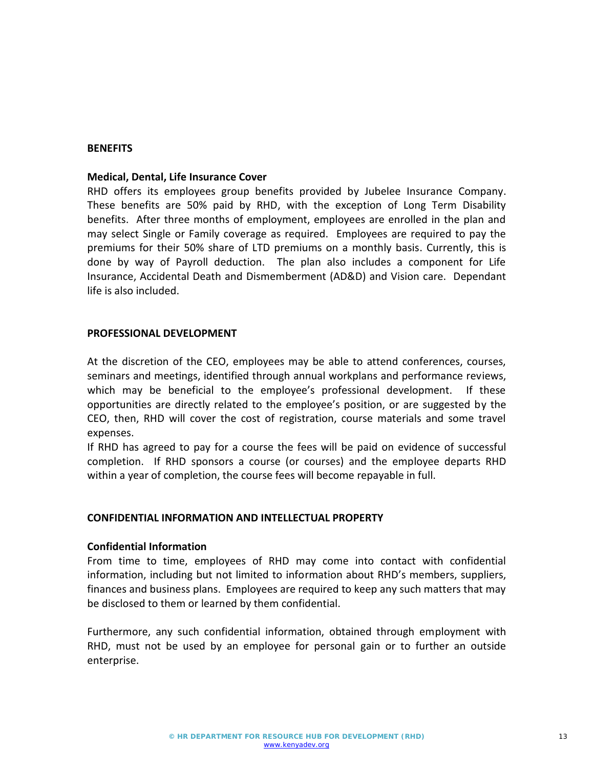## BENEFITS

### Medical, Dental, Life Insurance Cover

RHD offers its employees group benefits provided by Jubelee Insurance Company. These benefits are 50% paid by RHD, with the exception of Long Term Disability benefits. After three months of employment, employees are enrolled in the plan and may select Single or Family coverage as required. Employees are required to pay the premiums for their 50% share of LTD premiums on a monthly basis. Currently, this is done by way of Payroll deduction. The plan also includes a component for Life Insurance, Accidental Death and Dismemberment (AD&D) and Vision care. Dependant life is also included.

## PROFESSIONAL DEVELOPMENT

At the discretion of the CEO, employees may be able to attend conferences, courses, seminars and meetings, identified through annual workplans and performance reviews, which may be beneficial to the employee's professional development. If these opportunities are directly related to the employee's position, or are suggested by the CEO, then, RHD will cover the cost of registration, course materials and some travel expenses.

If RHD has agreed to pay for a course the fees will be paid on evidence of successful completion. If RHD sponsors a course (or courses) and the employee departs RHD within a year of completion, the course fees will become repayable in full.

## CONFIDENTIAL INFORMATION AND INTELLECTUAL PROPERTY

### Confidential Information

From time to time, employees of RHD may come into contact with confidential information, including but not limited to information about RHD's members, suppliers, finances and business plans. Employees are required to keep any such matters that may be disclosed to them or learned by them confidential.

Furthermore, any such confidential information, obtained through employment with RHD, must not be used by an employee for personal gain or to further an outside enterprise.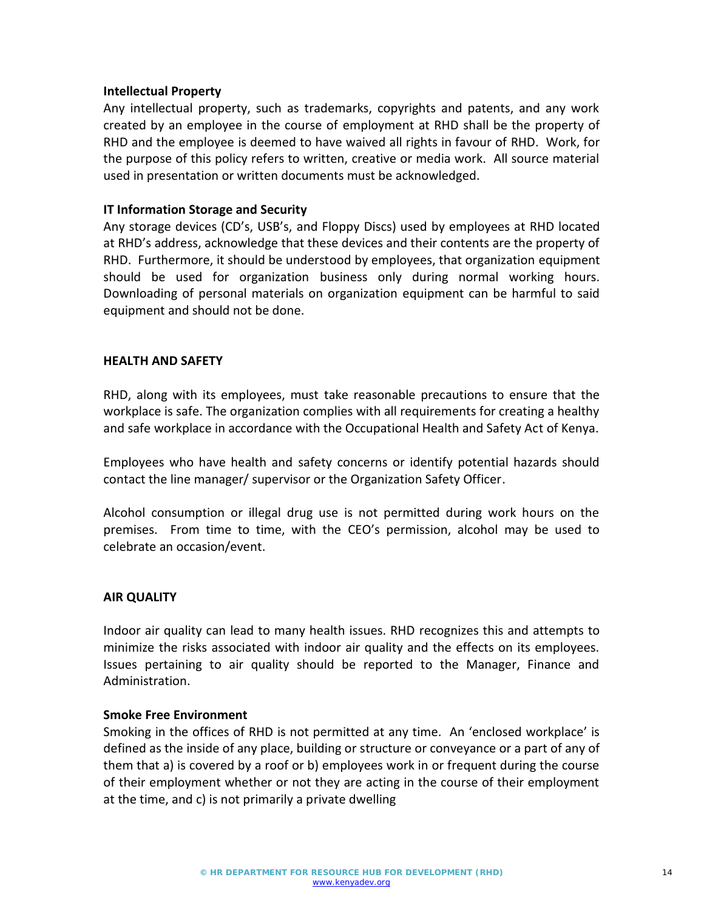### Intellectual Property

Any intellectual property, such as trademarks, copyrights and patents, and any work created by an employee in the course of employment at RHD shall be the property of RHD and the employee is deemed to have waived all rights in favour of RHD. Work, for the purpose of this policy refers to written, creative or media work. All source material used in presentation or written documents must be acknowledged.

### IT Information Storage and Security

Any storage devices (CD's, USB's, and Floppy Discs) used by employees at RHD located at RHD's address, acknowledge that these devices and their contents are the property of RHD. Furthermore, it should be understood by employees, that organization equipment should be used for organization business only during normal working hours. Downloading of personal materials on organization equipment can be harmful to said equipment and should not be done.

## HEALTH AND SAFETY

RHD, along with its employees, must take reasonable precautions to ensure that the workplace is safe. The organization complies with all requirements for creating a healthy and safe workplace in accordance with the Occupational Health and Safety Act of Kenya.

Employees who have health and safety concerns or identify potential hazards should contact the line manager/ supervisor or the Organization Safety Officer.

Alcohol consumption or illegal drug use is not permitted during work hours on the premises. From time to time, with the CEO's permission, alcohol may be used to celebrate an occasion/event.

## AIR QUALITY

Indoor air quality can lead to many health issues. RHD recognizes this and attempts to minimize the risks associated with indoor air quality and the effects on its employees. Issues pertaining to air quality should be reported to the Manager, Finance and Administration.

### Smoke Free Environment

Smoking in the offices of RHD is not permitted at any time. An 'enclosed workplace' is defined as the inside of any place, building or structure or conveyance or a part of any of them that a) is covered by a roof or b) employees work in or frequent during the course of their employment whether or not they are acting in the course of their employment at the time, and c) is not primarily a private dwelling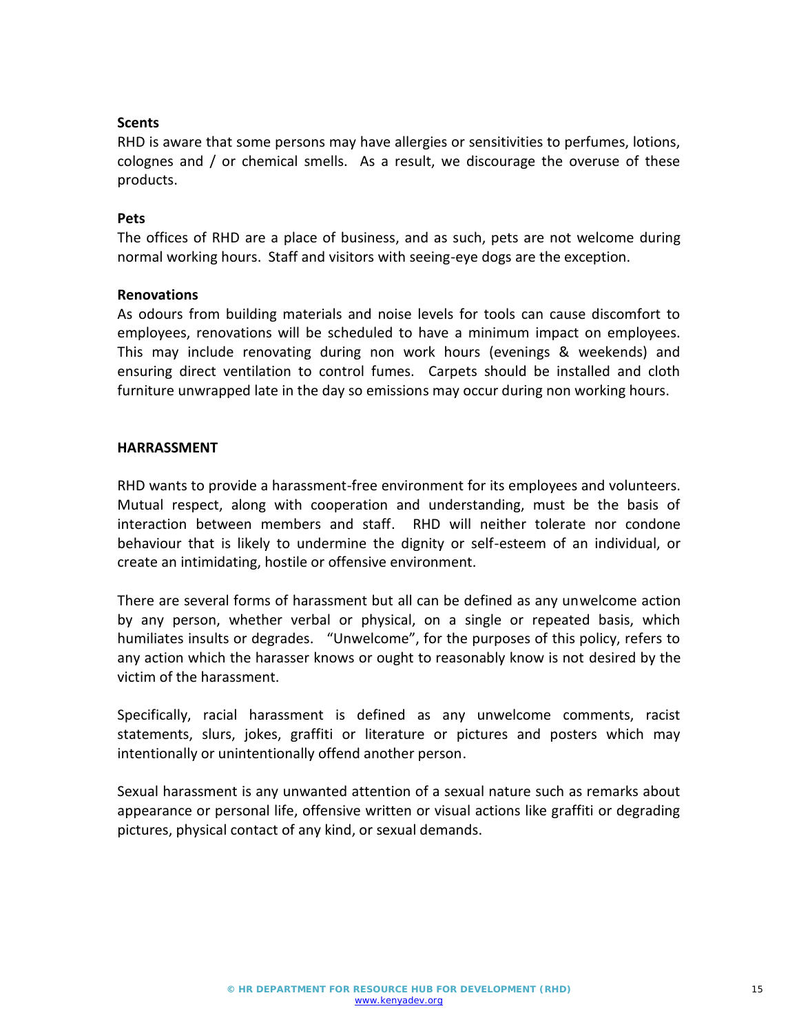**Scents**

RHD is aware that some persons may have allergies or sensitivities to perfumes, lotions, colognes and / or chemical smells. As a result, we discourage the overuse of these products.

**Pets**

The offices of RHD are a place of business, and as such, pets are not welcome during normal working hours. Staff and visitors with seeing-eye dogs are the exception.

**Renovations**

As odours from building materials and noise levels for tools can cause discomfort to employees, renovations will be scheduled to have a minimum impact on employees. This may include renovating during non work hours (evenings & weekends) and ensuring direct ventilation to control fumes. Carpets should be installed and cloth furniture unwrapped late in the day so emissions may occur during non working hours.

**HARRASSMENT**

RHD wants to provide a harassment-free environment for its employees and volunteers. Mutual respect, along with cooperation and understanding, must be the basis of interaction between members and staff. RHD will neither tolerate nor condone behaviour that is likely to undermine the dignity or self-esteem of an individual, or create an intimidating, hostile or offensive environment.

There are several forms of harassment but all can be defined as any unwelcome action by any person, whether verbal or physical, on a single or repeated basis, which humiliates insults or degrades. "Unwelcome", for the purposes of this policy, refers to any action which the harasser knows or ought to reasonably know is not desired by the victim of the harassment.

Specifically, racial harassment is defined as any unwelcome comments, racist statements, slurs, jokes, graffiti or literature or pictures and posters which may intentionally or unintentionally offend another person.

Sexual harassment is any unwanted attention of a sexual nature such as remarks about appearance or personal life, offensive written or visual actions like graffiti or degrading pictures, physical contact of any kind, or sexual demands.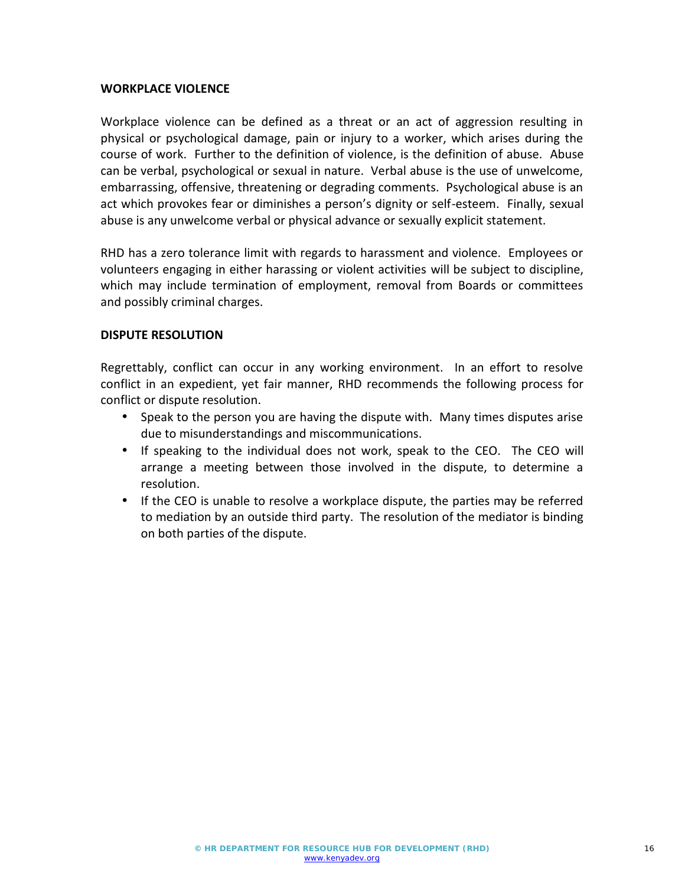**WORKPLACE VIOLENCE**

Workplace violence can be defined as a threat or an act of aggression resulting in physical or psychological damage, pain or injury to a worker, which arises during the course of work. Further to the definition of violence, is the definition of abuse. Abuse can be verbal, psychological or sexual in nature. Verbal abuse is the use of unwelcome, embarrassing, offensive, threatening or degrading comments. Psychological abuse is an act which provokes fear or diminishes a person's dignity or self-esteem. Finally, sexual abuse is any unwelcome verbal or physical advance or sexually explicit statement.

RHD has a zero tolerance limit with regards to harassment and violence. Employees or volunteers engaging in either harassing or violent activities will be subject to discipline, which may include termination of employment, removal from Boards or committees and possibly criminal charges.

**DISPUTE RESOLUTION**

Regrettably, conflict can occur in any working environment. In an effort to resolve conflict in an expedient, yet fair manner, RHD recommends the following process for conflict or dispute resolution.

- Speak to the person you are having the dispute with. Many times disputes arise due to misunderstandings and miscommunications.
- If speaking to the individual does not work, speak to the CEO. The CEO will arrange a meeting between those involved in the dispute, to determine a resolution.
- If the CEO is unable to resolve a workplace dispute, the parties may be referred to mediation by an outside third party. The resolution of the mediator is binding on both parties of the dispute.